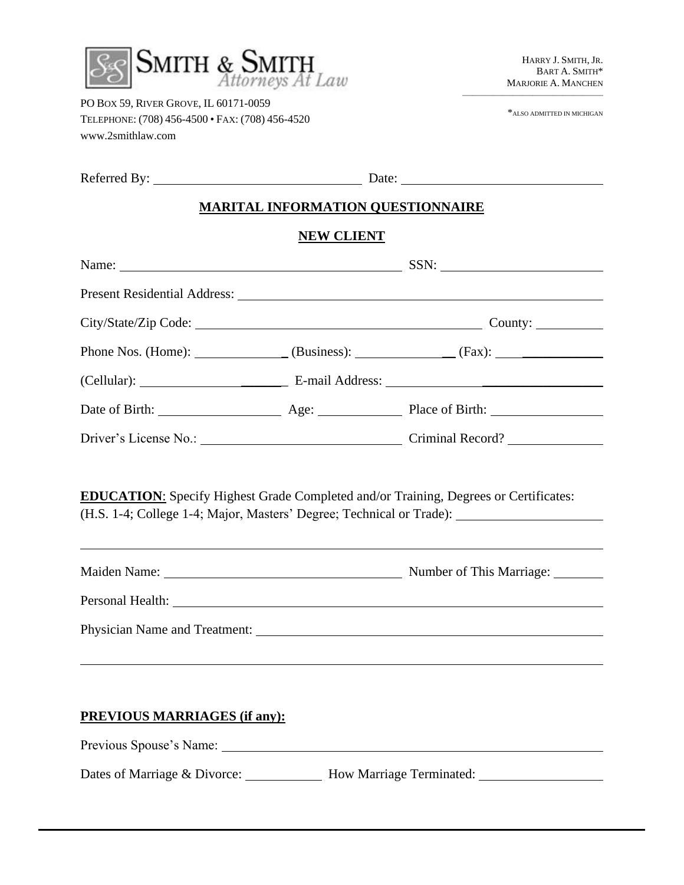SMITH & SMITH
*Attorneys At Law*

PO BOX 59, RIVER GROVE, IL 60171-0059
TELEPHONE: (708) 456-4500 • FAX: (708) 456-4520
www.2smithlaw.com

HARRY J. SMITH, JR.
BART A. SMITH*
MARJORIE A. MANCHEN

*ALSO ADMITTED IN MICHIGAN

Referred By: ______________________________ Date: ______________________________

## MARITAL INFORMATION QUESTIONNAIRE

## NEW CLIENT

Name: ____________________________________________ SSN: ________________________

Present Residential Address: ____________________________________________________________

City/State/Zip Code: ____________________________________________ County: __________

Phone Nos. (Home): ______________ (Business): ______________ (Fax): ______________

(Cellular): ______________________ E-mail Address: ______________________________

Date of Birth: __________________ Age: ____________ Place of Birth: ________________

Driver's License No.: ______________________________ Criminal Record? ______________

**EDUCATION**: Specify Highest Grade Completed and/or Training, Degrees or Certificates:
(H.S. 1-4; College 1-4; Major, Masters' Degree; Technical or Trade): ______________________

____________________________________________________________________________________

Maiden Name: ____________________________________ Number of This Marriage: ________

Personal Health: ______________________________________________________________________

Physician Name and Treatment: __________________________________________________________

____________________________________________________________________________________

**PREVIOUS MARRIAGES (if any):**

Previous Spouse's Name: ________________________________________________________________

Dates of Marriage & Divorce: ____________ How Marriage Terminated: ___________________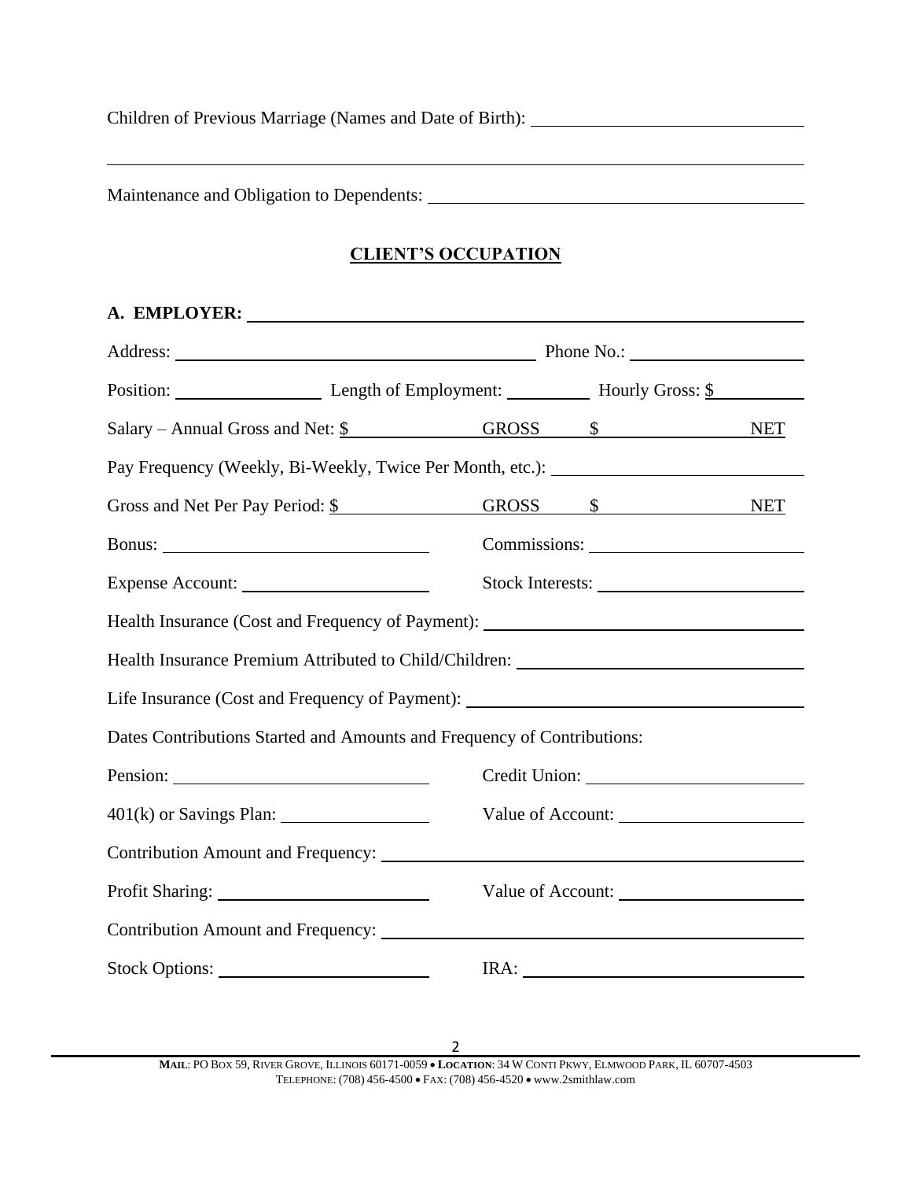Children of Previous Marriage (Names and Date of Birth): ______________________________

______________________________________________________________________________

Maintenance and Obligation to Dependents: ________________________________________

## CLIENT'S OCCUPATION

**A. EMPLOYER:** ____________________________________________________________

Address: ______________________________________ Phone No.: ____________________

Position: ________________ Length of Employment: _________ Hourly Gross: $__________

Salary – Annual Gross and Net: $_______________ GROSS $_______________ NET

Pay Frequency (Weekly, Bi-Weekly, Twice Per Month, etc.): ___________________________

Gross and Net Per Pay Period: $_______________ GROSS $_______________ NET

Bonus: ______________________________ Commissions: ________________________

Expense Account: _____________________ Stock Interests: _______________________

Health Insurance (Cost and Frequency of Payment): ___________________________________

Health Insurance Premium Attributed to Child/Children: _______________________________

Life Insurance (Cost and Frequency of Payment): _____________________________________

Dates Contributions Started and Amounts and Frequency of Contributions:

Pension: _____________________________ Credit Union: ________________________

401(k) or Savings Plan: ________________ Value of Account: _____________________

Contribution Amount and Frequency: ______________________________________________

Profit Sharing: ________________________ Value of Account: _____________________

Contribution Amount and Frequency: ______________________________________________

Stock Options: ________________________ IRA: _______________________________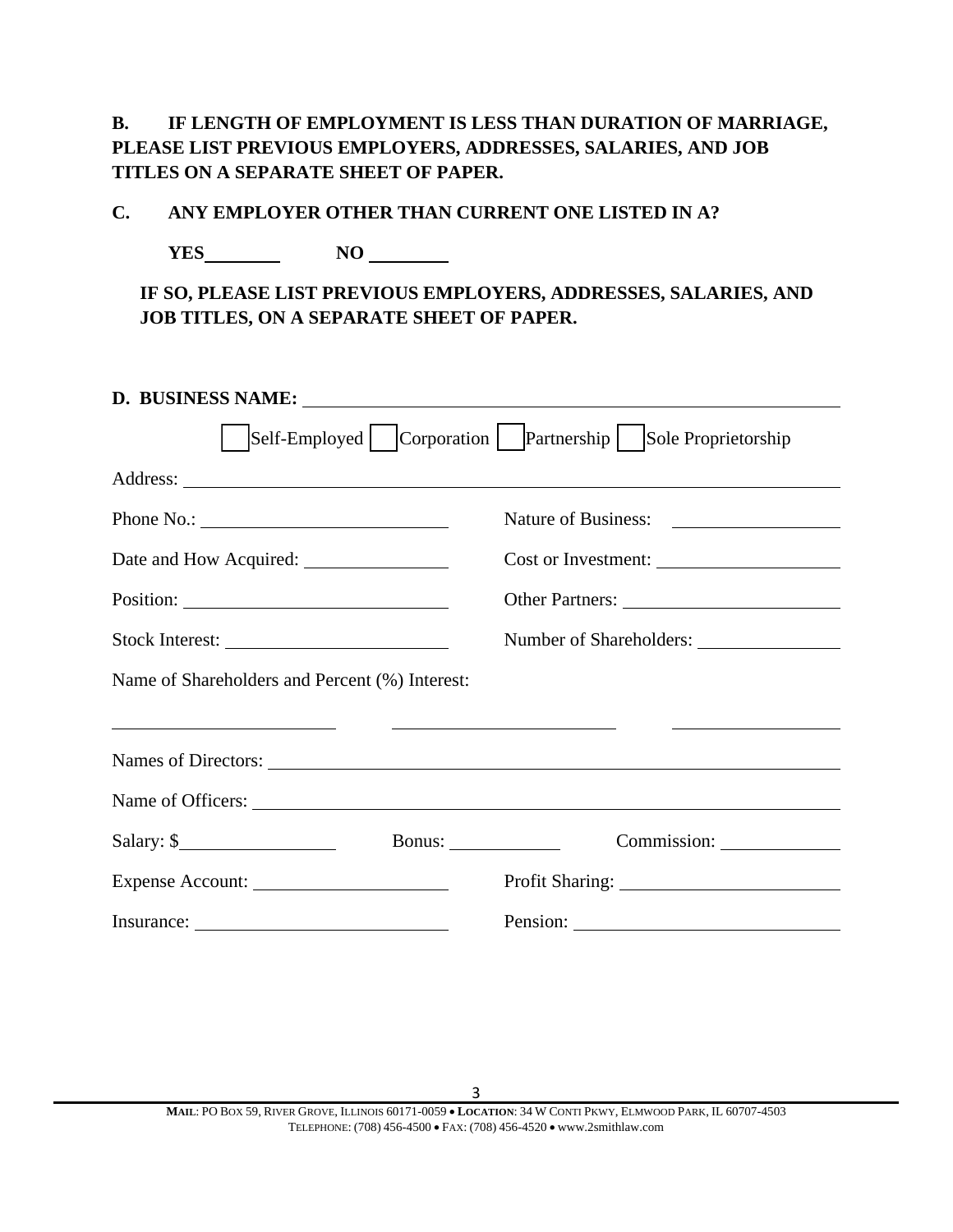**B. IF LENGTH OF EMPLOYMENT IS LESS THAN DURATION OF MARRIAGE, PLEASE LIST PREVIOUS EMPLOYERS, ADDRESSES, SALARIES, AND JOB TITLES ON A SEPARATE SHEET OF PAPER.**

**C. ANY EMPLOYER OTHER THAN CURRENT ONE LISTED IN A?**

**YES________ NO ________**

**IF SO, PLEASE LIST PREVIOUS EMPLOYERS, ADDRESSES, SALARIES, AND JOB TITLES, ON A SEPARATE SHEET OF PAPER.**

**D. BUSINESS NAME:** ______________________________

☐ Self-Employed ☐ Corporation ☐ Partnership ☐ Sole Proprietorship

Address: ______________________________

Phone No.: ______________________ Nature of Business: ______________________

Date and How Acquired: ______________________ Cost or Investment: ______________________

Position: ______________________ Other Partners: ______________________

Stock Interest: ______________________ Number of Shareholders: ______________________

Name of Shareholders and Percent (%) Interest:

______________________ ______________________ ______________________

Names of Directors: ______________________________

Name of Officers: ______________________________

Salary: $______________ Bonus: ______________ Commission: ______________

Expense Account: ______________________ Profit Sharing: ______________________

Insurance: ______________________ Pension: ______________________

**MAIL**: PO BOX 59, RIVER GROVE, ILLINOIS 60171-0059 • **LOCATION**: 34 W CONTI PKWY, ELMWOOD PARK, IL 60707-4503
TELEPHONE: (708) 456-4500 • FAX: (708) 456-4520 • www.2smithlaw.com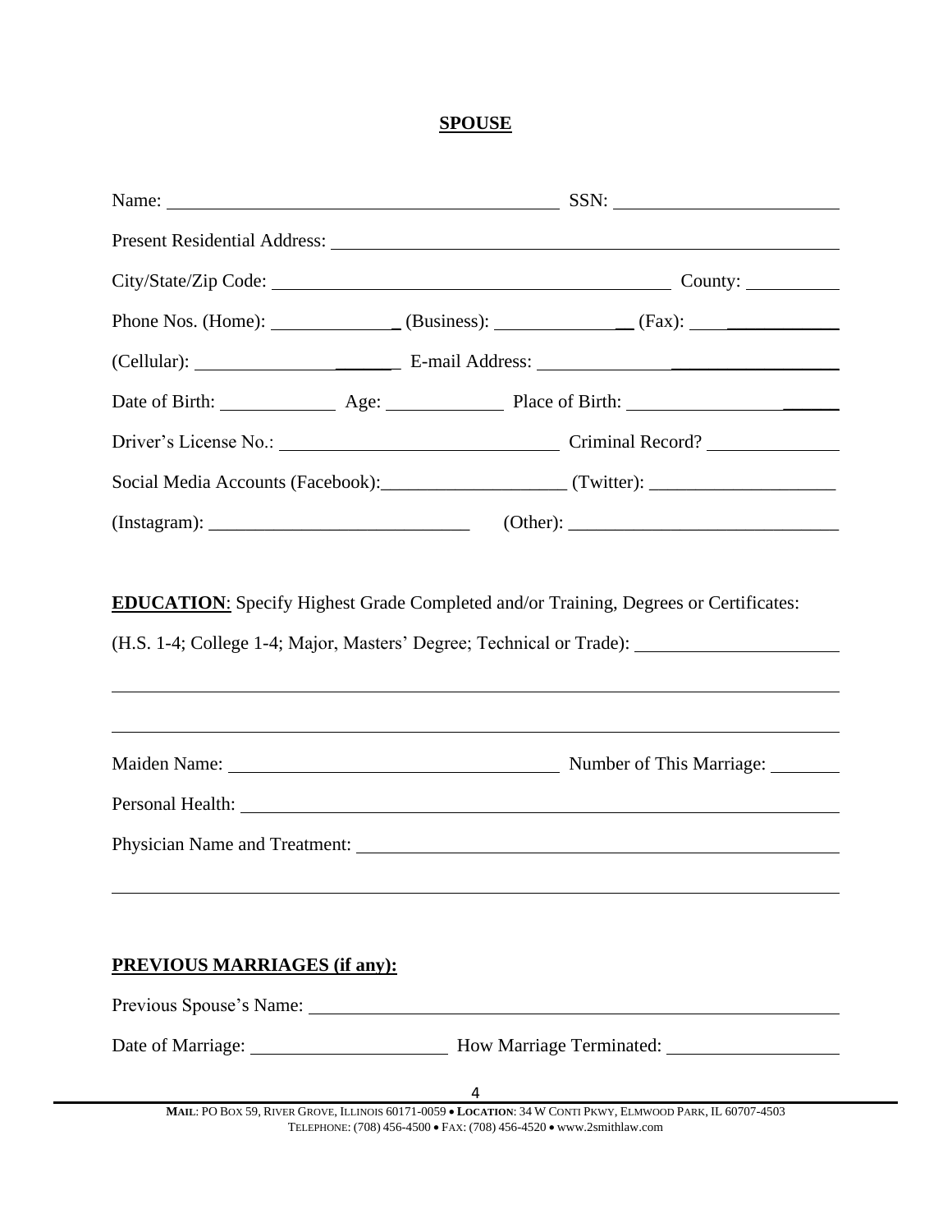**SPOUSE**

Name: ____________________________________ SSN: ____________________

Present Residential Address: ____________________________________________________

City/State/Zip Code: ______________________________________ County: __________

Phone Nos. (Home): ______________ (Business): ______________ (Fax): ______________

(Cellular): ______________________ E-mail Address: __________________________

Date of Birth: ____________ Age: ____________ Place of Birth: ______________________

Driver's License No.: ______________________________ Criminal Record? ______________

Social Media Accounts (Facebook):____________________ (Twitter): ____________________

(Instagram): ____________________________ (Other): ____________________________

**EDUCATION**: Specify Highest Grade Completed and/or Training, Degrees or Certificates:

(H.S. 1-4; College 1-4; Major, Masters' Degree; Technical or Trade): ______________________

________________________________________________________________________________

________________________________________________________________________________

Maiden Name: ____________________________________ Number of This Marriage: ________

Personal Health: __________________________________________________________________

Physician Name and Treatment: ____________________________________________________

________________________________________________________________________________

**PREVIOUS MARRIAGES (if any):**

Previous Spouse's Name: __________________________________________________________

Date of Marriage: _____________________ How Marriage Terminated: __________________

**MAIL**: PO BOX 59, RIVER GROVE, ILLINOIS 60171-0059 • **LOCATION**: 34 W CONTI PKWY, ELMWOOD PARK, IL 60707-4503
TELEPHONE: (708) 456-4500 • FAX: (708) 456-4520 • www.2smithlaw.com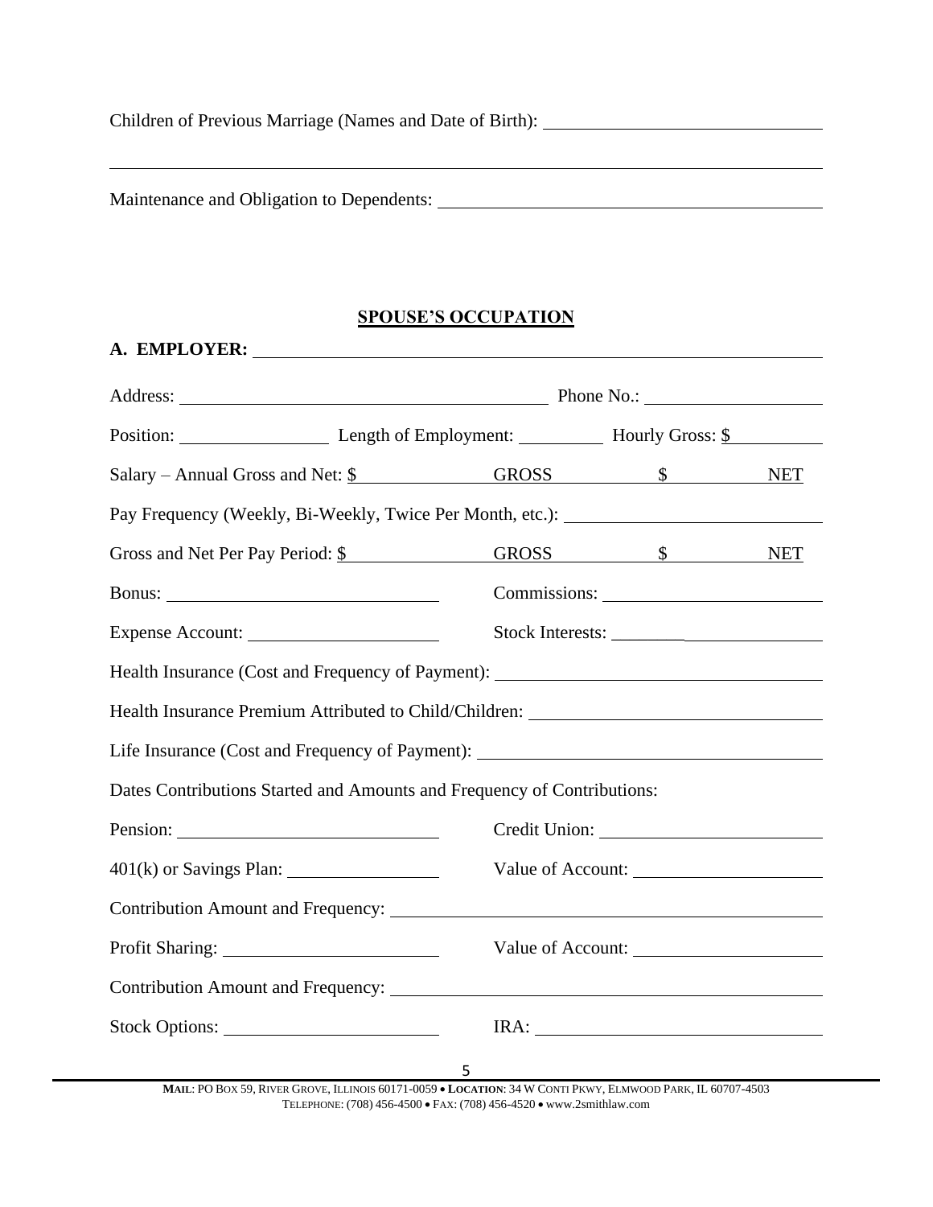Children of Previous Marriage (Names and Date of Birth): ______________________________

______________________________________________________________________________

Maintenance and Obligation to Dependents: ____________________________________

## SPOUSE'S OCCUPATION

**A. EMPLOYER:** ________________________________________________________

Address: ________________________________________ Phone No.: ____________________

Position: ________________ Length of Employment: __________ Hourly Gross: $__________

Salary – Annual Gross and Net: $________________ GROSS ________ $________ NET

Pay Frequency (Weekly, Bi-Weekly, Twice Per Month, etc.): ____________________________

Gross and Net Per Pay Period: $________________ GROSS ________ $________ NET

Bonus: ______________________________ Commissions: ________________________

Expense Account: _____________________ Stock Interests: ________________________

Health Insurance (Cost and Frequency of Payment): ____________________________________

Health Insurance Premium Attributed to Child/Children: ______________________________

Life Insurance (Cost and Frequency of Payment): _____________________________________

Dates Contributions Started and Amounts and Frequency of Contributions:

Pension: ______________________________ Credit Union: ________________________

401(k) or Savings Plan: _________________ Value of Account: _____________________

Contribution Amount and Frequency: ________________________________________________

Profit Sharing: ________________________ Value of Account: _____________________

Contribution Amount and Frequency: ________________________________________________

Stock Options: ________________________ IRA: ________________________________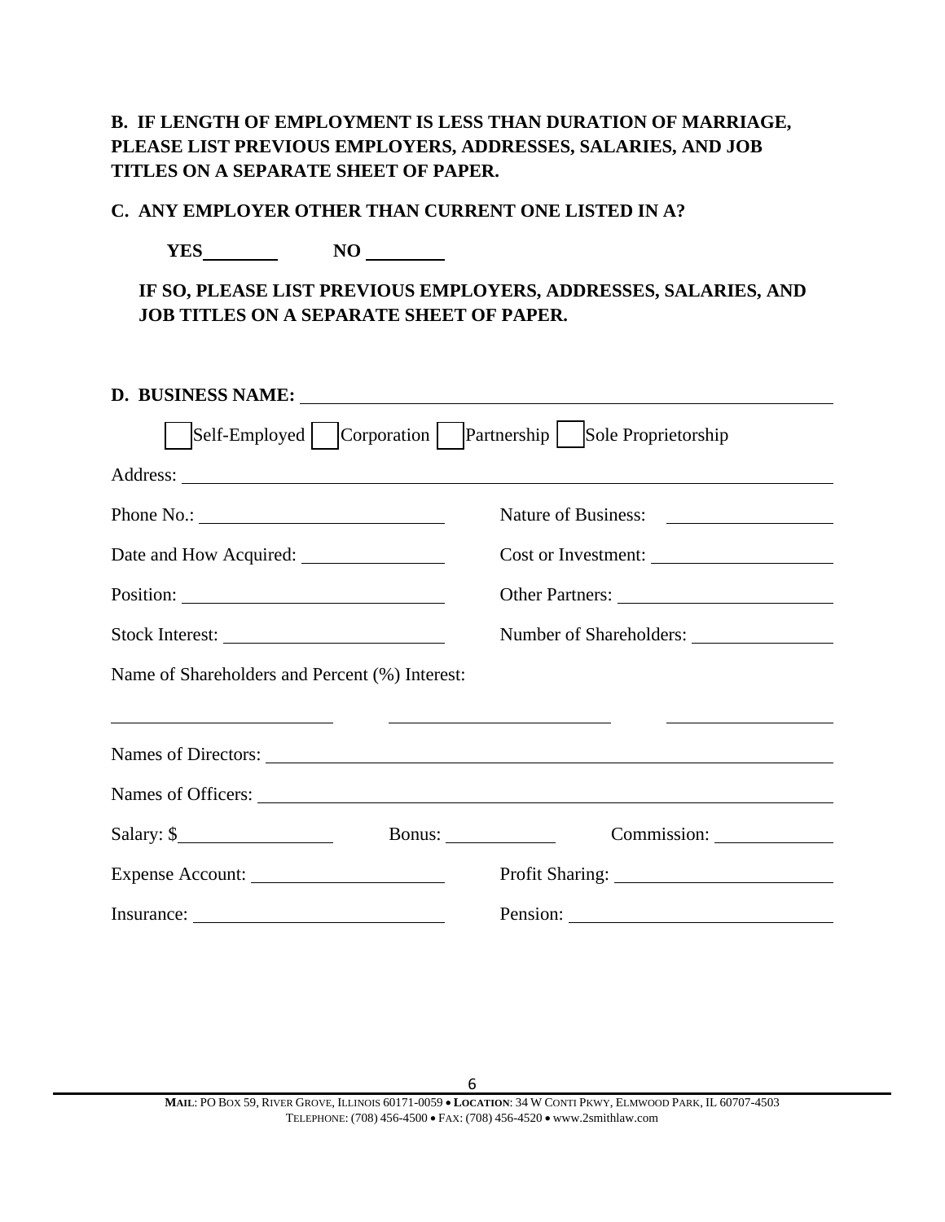**B. IF LENGTH OF EMPLOYMENT IS LESS THAN DURATION OF MARRIAGE, PLEASE LIST PREVIOUS EMPLOYERS, ADDRESSES, SALARIES, AND JOB TITLES ON A SEPARATE SHEET OF PAPER.**

**C. ANY EMPLOYER OTHER THAN CURRENT ONE LISTED IN A?**

**YES________ NO ________**

**IF SO, PLEASE LIST PREVIOUS EMPLOYERS, ADDRESSES, SALARIES, AND JOB TITLES ON A SEPARATE SHEET OF PAPER.**

**D. BUSINESS NAME:** ____________________________________________

☐ Self-Employed ☐ Corporation ☐ Partnership ☐ Sole Proprietorship

Address: ____________________________________________

Phone No.: ________________________ Nature of Business: ________________

Date and How Acquired: ______________ Cost or Investment: ________________

Position: ________________________ Other Partners: ____________________

Stock Interest: ____________________ Number of Shareholders: ______________

Name of Shareholders and Percent (%) Interest:

________________________ ________________________ ________________

Names of Directors: ____________________________________________

Names of Officers: ____________________________________________

Salary: $________________ Bonus: ____________ Commission: ____________

Expense Account: ____________________ Profit Sharing: ____________________

Insurance: ________________________ Pension: ________________________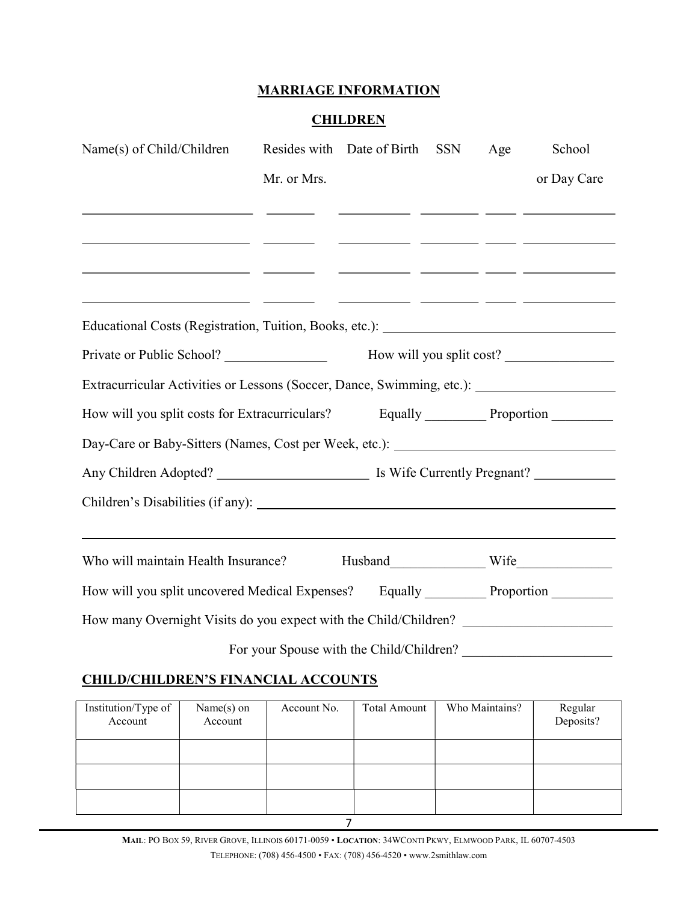# MARRIAGE INFORMATION

## CHILDREN

| Name(s) of Child/Children | Resides with Mr. or Mrs. | Date of Birth | SSN | Age | School or Day Care |
|---|---|---|---|---|---|
| | | | | | |
| | | | | | |
| | | | | | |
| | | | | | |

Educational Costs (Registration, Tuition, Books, etc.): ______________________________

Private or Public School? ______________ How will you split cost? ______________

Extracurricular Activities or Lessons (Soccer, Dance, Swimming, etc.): ______________

How will you split costs for Extracurriculars? Equally _________ Proportion _________

Day-Care or Baby-Sitters (Names, Cost per Week, etc.): ______________________________

Any Children Adopted? ____________________ Is Wife Currently Pregnant? __________

Children's Disabilities (if any): ______________________________________________

______________________________________________________________________

Who will maintain Health Insurance? Husband______________ Wife______________

How will you split uncovered Medical Expenses? Equally _________ Proportion _________

How many Overnight Visits do you expect with the Child/Children? ____________________

For your Spouse with the Child/Children? ____________________

## CHILD/CHILDREN'S FINANCIAL ACCOUNTS

| Institution/Type of Account | Name(s) on Account | Account No. | Total Amount | Who Maintains? | Regular Deposits? |
|---|---|---|---|---|---|
| | | | | | |
| | | | | | |
| | | | | | |

MAIL: PO BOX 59, RIVER GROVE, ILLINOIS 60171-0059 • LOCATION: 34WCONTI PKWY, ELMWOOD PARK, IL 60707-4503

TELEPHONE: (708) 456-4500 • FAX: (708) 456-4520 • www.2smithlaw.com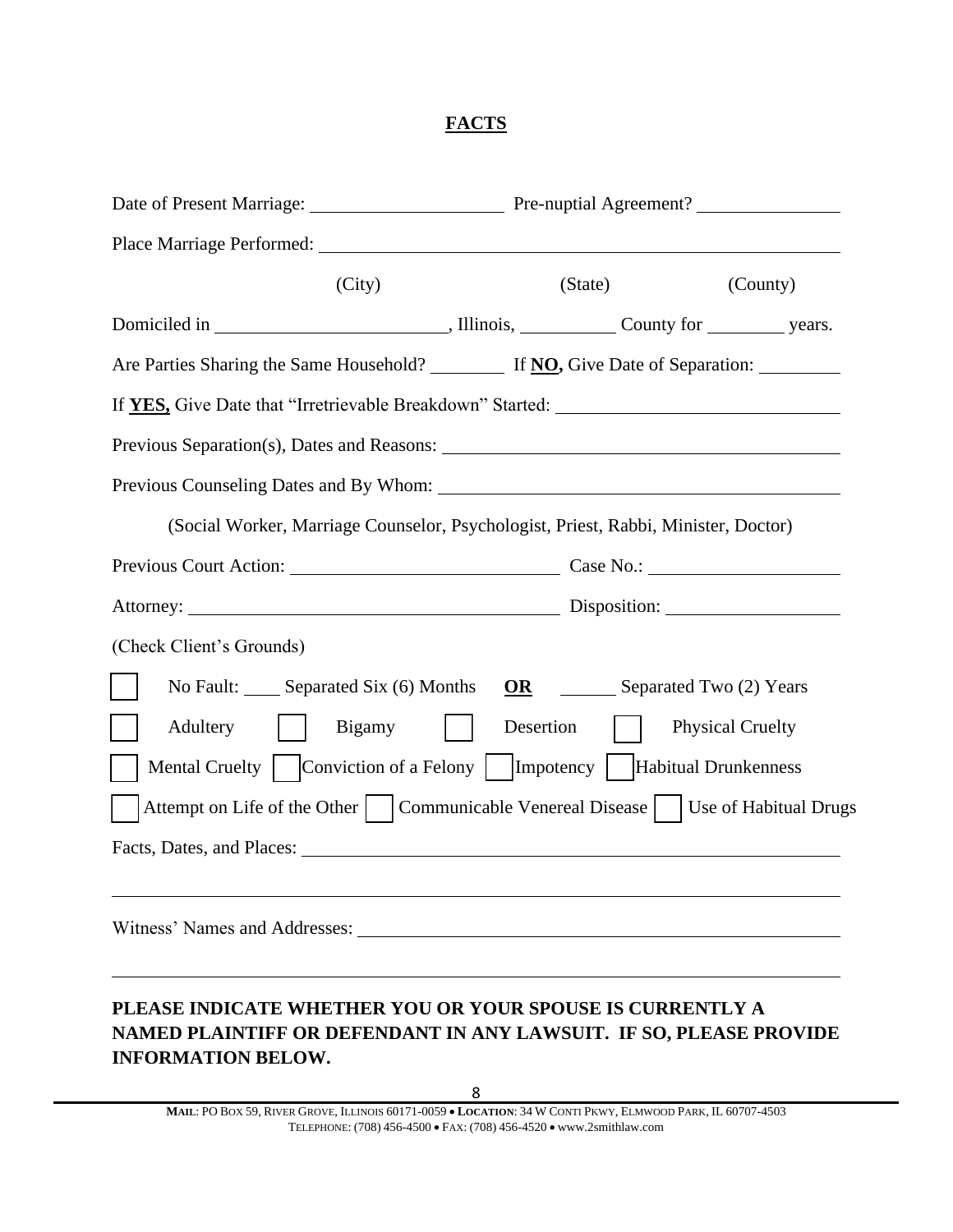## FACTS

Date of Present Marriage: ____________________ Pre-nuptial Agreement? ______________

Place Marriage Performed: ______________________________________________________

(City) (State) (County)

Domiciled in ______________________, Illinois, __________ County for ________ years.

Are Parties Sharing the Same Household? ________ If **NO,** Give Date of Separation: ________

If **YES,** Give Date that "Irretrievable Breakdown" Started: ___________________________

Previous Separation(s), Dates and Reasons: ________________________________________

Previous Counseling Dates and By Whom: __________________________________________

(Social Worker, Marriage Counselor, Psychologist, Priest, Rabbi, Minister, Doctor)

Previous Court Action: ___________________________ Case No.: ___________________

Attorney: ______________________________________ Disposition: _________________

(Check Client's Grounds)

☐ No Fault: ____ Separated Six (6) Months **OR** ______ Separated Two (2) Years

☐ Adultery ☐ Bigamy ☐ Desertion ☐ Physical Cruelty

☐ Mental Cruelty ☐ Conviction of a Felony ☐ Impotency ☐ Habitual Drunkenness

☐ Attempt on Life of the Other ☐ Communicable Venereal Disease ☐ Use of Habitual Drugs

Facts, Dates, and Places: _______________________________________________________

________________________________________________________________________________

Witness' Names and Addresses: __________________________________________________

________________________________________________________________________________

**PLEASE INDICATE WHETHER YOU OR YOUR SPOUSE IS CURRENTLY A NAMED PLAINTIFF OR DEFENDANT IN ANY LAWSUIT. IF SO, PLEASE PROVIDE INFORMATION BELOW.**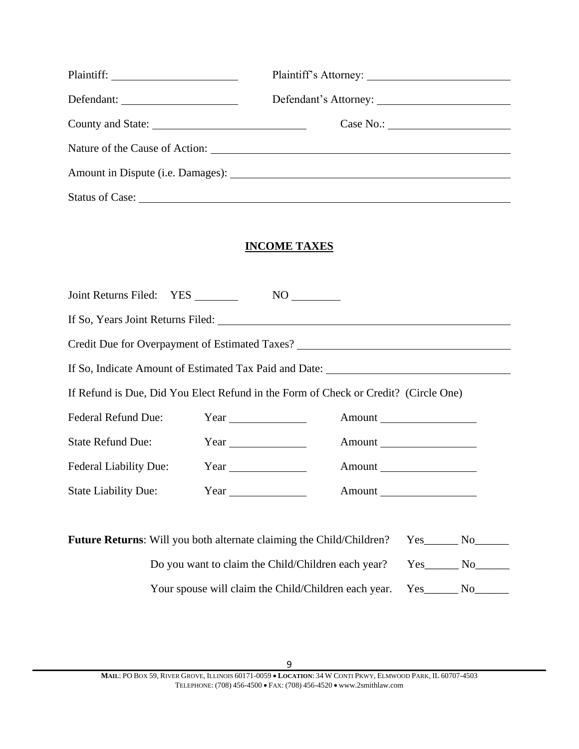Plaintiff: ____________________ Plaintiff's Attorney: ____________________

Defendant: ____________________ Defendant's Attorney: ____________________

County and State: ____________________ Case No.: ____________________

Nature of the Cause of Action: ________________________________________

Amount in Dispute (i.e. Damages): ________________________________________

Status of Case: ________________________________________

## INCOME TAXES

Joint Returns Filed: YES ________ NO ________

If So, Years Joint Returns Filed: ________________________________________

Credit Due for Overpayment of Estimated Taxes? ________________________________________

If So, Indicate Amount of Estimated Tax Paid and Date: ________________________________________

If Refund is Due, Did You Elect Refund in the Form of Check or Credit? (Circle One)

Federal Refund Due: Year ______________ Amount ________________

State Refund Due: Year ______________ Amount ________________

Federal Liability Due: Year ______________ Amount ________________

State Liability Due: Year ______________ Amount ________________

**Future Returns**: Will you both alternate claiming the Child/Children? Yes______ No______

Do you want to claim the Child/Children each year? Yes______ No______

Your spouse will claim the Child/Children each year. Yes______ No______

**MAIL**: PO BOX 59, RIVER GROVE, ILLINOIS 60171-0059 • **LOCATION**: 34 W CONTI PKWY, ELMWOOD PARK, IL 60707-4503
TELEPHONE: (708) 456-4500 • FAX: (708) 456-4520 • www.2smithlaw.com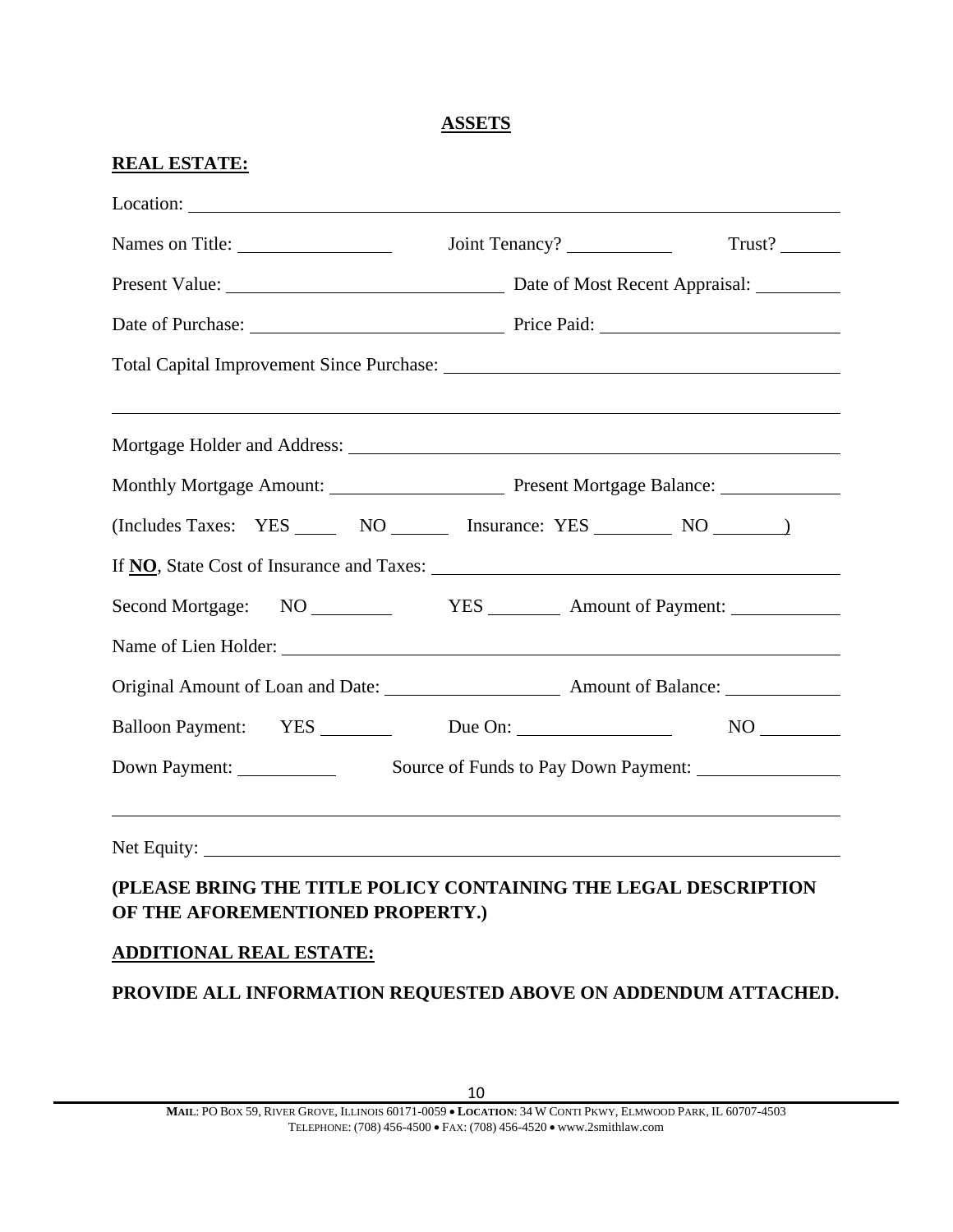## ASSETS

**REAL ESTATE:**

Location: ______________________________________________

Names on Title: ______________ Joint Tenancy? __________ Trust? ______

Present Value: __________________________ Date of Most Recent Appraisal: ________

Date of Purchase: ________________________ Price Paid: ______________________

Total Capital Improvement Since Purchase: ______________________________________

______________________________________________________________

Mortgage Holder and Address: ____________________________________________

Monthly Mortgage Amount: _________________ Present Mortgage Balance: ___________

(Includes Taxes: YES _____ NO ______ Insurance: YES ________ NO _______)

If **NO**, State Cost of Insurance and Taxes: ______________________________________

Second Mortgage: NO ________ YES _______ Amount of Payment: ___________

Name of Lien Holder: _______________________________________________

Original Amount of Loan and Date: _________________ Amount of Balance: ___________

Balloon Payment: YES _______ Due On: _______________ NO ________

Down Payment: __________ Source of Funds to Pay Down Payment: ______________

______________________________________________________________

Net Equity: _____________________________________________________

**(PLEASE BRING THE TITLE POLICY CONTAINING THE LEGAL DESCRIPTION OF THE AFOREMENTIONED PROPERTY.)**

**ADDITIONAL REAL ESTATE:**

**PROVIDE ALL INFORMATION REQUESTED ABOVE ON ADDENDUM ATTACHED.**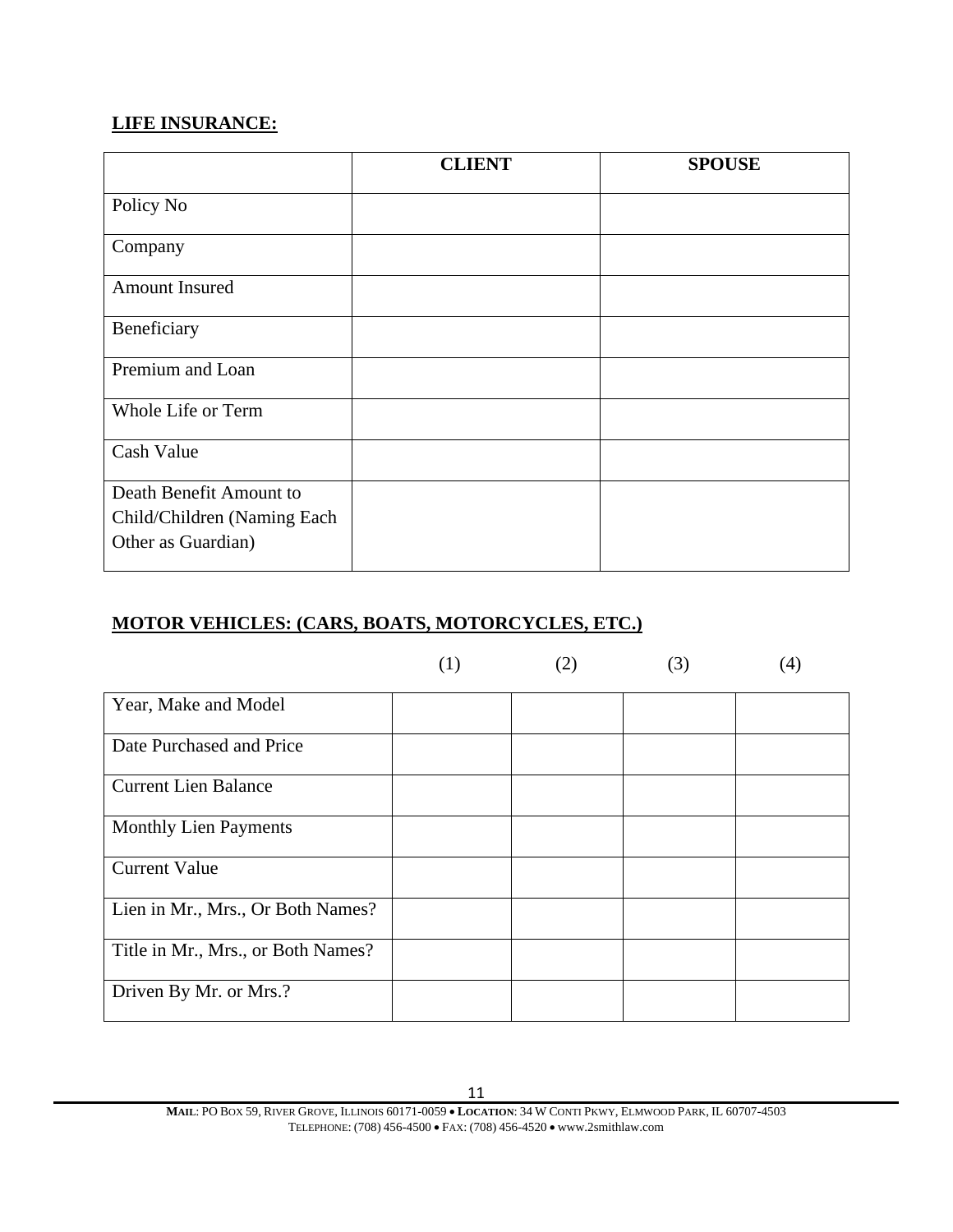**LIFE INSURANCE:**

| | CLIENT | SPOUSE |
|---|---|---|
| Policy No | | |
| Company | | |
| Amount Insured | | |
| Beneficiary | | |
| Premium and Loan | | |
| Whole Life or Term | | |
| Cash Value | | |
| Death Benefit Amount to Child/Children (Naming Each Other as Guardian) | | |

**MOTOR VEHICLES: (CARS, BOATS, MOTORCYCLES, ETC.)**

| | (1) | (2) | (3) | (4) |
|---|---|---|---|---|
| Year, Make and Model | | | | |
| Date Purchased and Price | | | | |
| Current Lien Balance | | | | |
| Monthly Lien Payments | | | | |
| Current Value | | | | |
| Lien in Mr., Mrs., Or Both Names? | | | | |
| Title in Mr., Mrs., or Both Names? | | | | |
| Driven By Mr. or Mrs.? | | | | |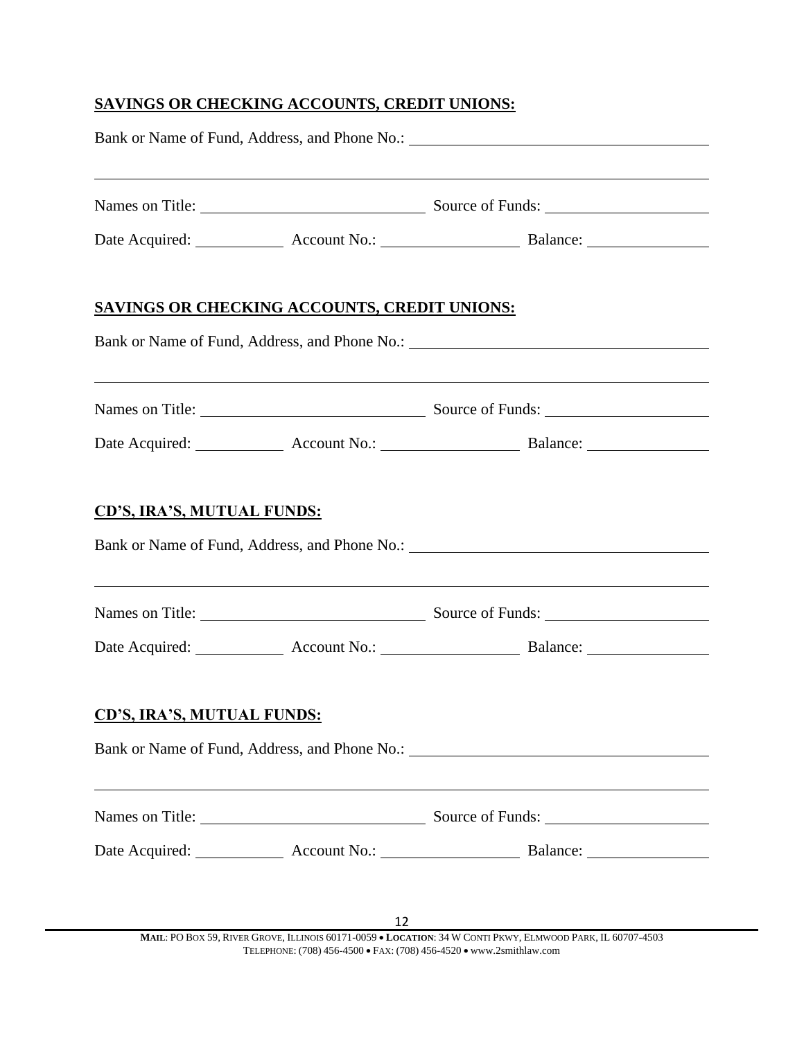**SAVINGS OR CHECKING ACCOUNTS, CREDIT UNIONS:**

Bank or Name of Fund, Address, and Phone No.: ______________________________

______________________________________________________________________

Names on Title: ________________________ Source of Funds: ____________________

Date Acquired: __________ Account No.: ________________ Balance: ______________

**SAVINGS OR CHECKING ACCOUNTS, CREDIT UNIONS:**

Bank or Name of Fund, Address, and Phone No.: ______________________________

______________________________________________________________________

Names on Title: ________________________ Source of Funds: ____________________

Date Acquired: __________ Account No.: ________________ Balance: ______________

**CD'S, IRA'S, MUTUAL FUNDS:**

Bank or Name of Fund, Address, and Phone No.: ______________________________

______________________________________________________________________

Names on Title: ________________________ Source of Funds: ____________________

Date Acquired: __________ Account No.: ________________ Balance: ______________

**CD'S, IRA'S, MUTUAL FUNDS:**

Bank or Name of Fund, Address, and Phone No.: ______________________________

______________________________________________________________________

Names on Title: ________________________ Source of Funds: ____________________

Date Acquired: __________ Account No.: ________________ Balance: ______________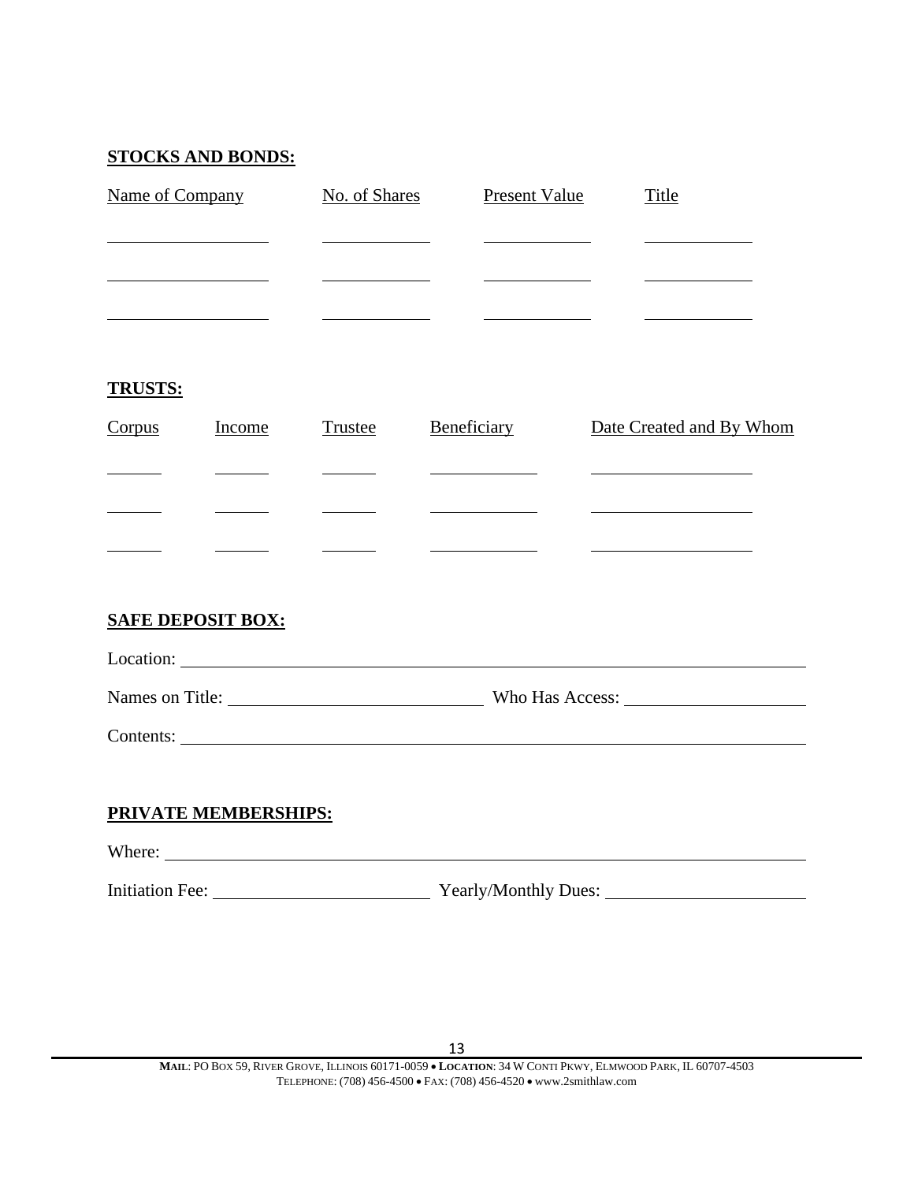**STOCKS AND BONDS:**

| Name of Company | No. of Shares | Present Value | Title |
|---|---|---|---|
| | | | |
| | | | |
| | | | |

**TRUSTS:**

| Corpus | Income | Trustee | Beneficiary | Date Created and By Whom |
|---|---|---|---|---|
| | | | | |
| | | | | |
| | | | | |

**SAFE DEPOSIT BOX:**

Location: ______________________________________________

Names on Title: ____________________ Who Has Access: ____________________

Contents: ______________________________________________

**PRIVATE MEMBERSHIPS:**

Where: ______________________________________________

Initiation Fee: ____________________ Yearly/Monthly Dues: ____________________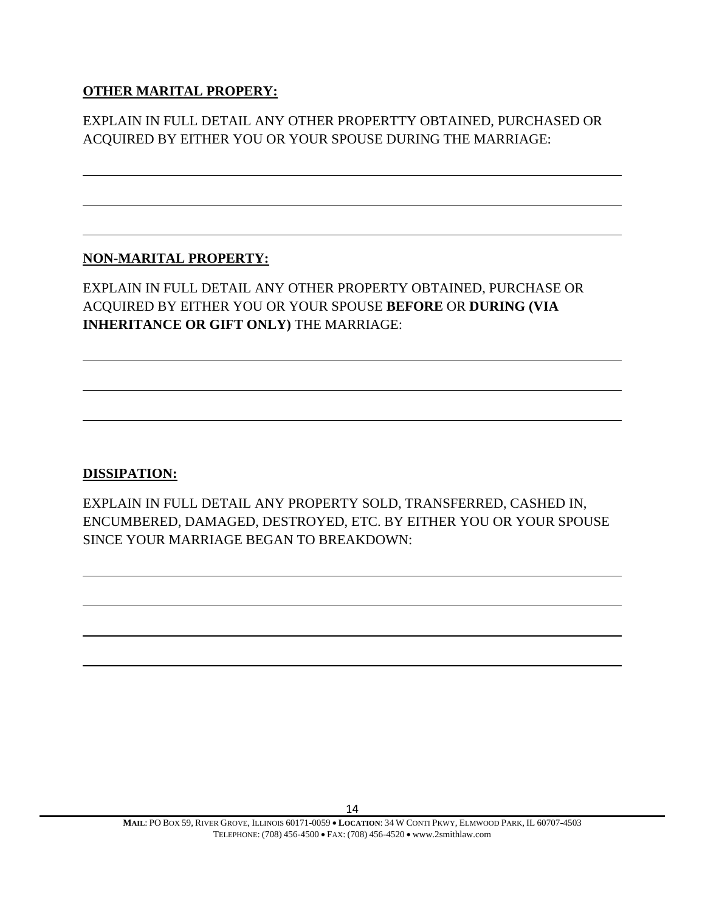**OTHER MARITAL PROPERY:**

EXPLAIN IN FULL DETAIL ANY OTHER PROPERTTY OBTAINED, PURCHASED OR ACQUIRED BY EITHER YOU OR YOUR SPOUSE DURING THE MARRIAGE:

______________________________________________________________________________

______________________________________________________________________________

______________________________________________________________________________

**NON-MARITAL PROPERTY:**

EXPLAIN IN FULL DETAIL ANY OTHER PROPERTY OBTAINED, PURCHASE OR ACQUIRED BY EITHER YOU OR YOUR SPOUSE **BEFORE** OR **DURING (VIA INHERITANCE OR GIFT ONLY)** THE MARRIAGE:

______________________________________________________________________________

______________________________________________________________________________

______________________________________________________________________________

**DISSIPATION:**

EXPLAIN IN FULL DETAIL ANY PROPERTY SOLD, TRANSFERRED, CASHED IN, ENCUMBERED, DAMAGED, DESTROYED, ETC. BY EITHER YOU OR YOUR SPOUSE SINCE YOUR MARRIAGE BEGAN TO BREAKDOWN:

______________________________________________________________________________

______________________________________________________________________________

______________________________________________________________________________

______________________________________________________________________________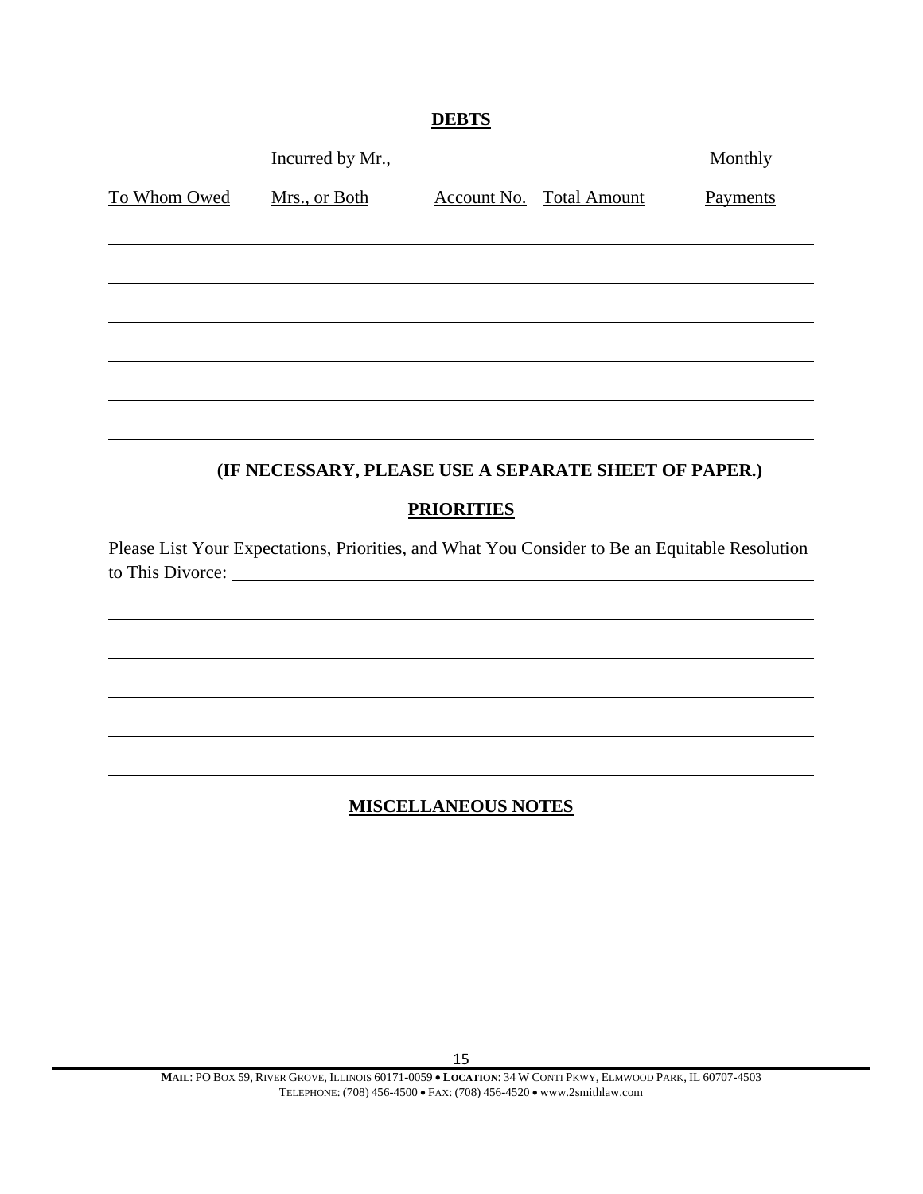## DEBTS

| To Whom Owed | Incurred by Mr., Mrs., or Both | Account No. | Total Amount | Monthly Payments |
|---|---|---|---|---|
| | | | | |
| | | | | |
| | | | | |
| | | | | |
| | | | | |
| | | | | |

**(IF NECESSARY, PLEASE USE A SEPARATE SHEET OF PAPER.)**

## PRIORITIES

Please List Your Expectations, Priorities, and What You Consider to Be an Equitable Resolution to This Divorce: ______________________________________________________________

______________________________________________________________________________

______________________________________________________________________________

______________________________________________________________________________

______________________________________________________________________________

______________________________________________________________________________

## MISCELLANEOUS NOTES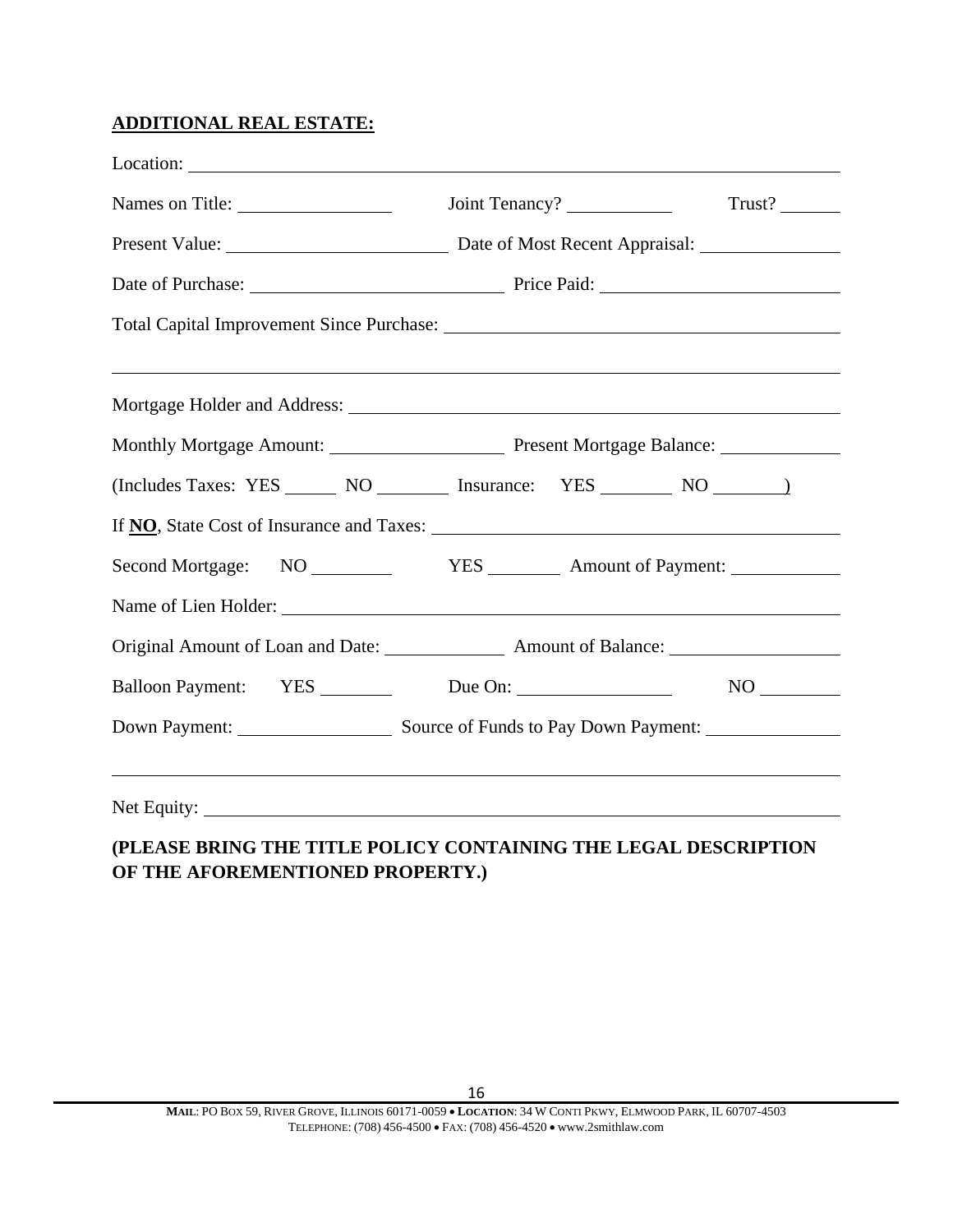**ADDITIONAL REAL ESTATE:**

Location: ______________________________________________________________

Names on Title: ______________ Joint Tenancy? __________ Trust? ______

Present Value: ____________________ Date of Most Recent Appraisal: ______________

Date of Purchase: ______________________ Price Paid: ______________________

Total Capital Improvement Since Purchase: ____________________________________

______________________________________________________________________

Mortgage Holder and Address: ____________________________________________

Monthly Mortgage Amount: ________________ Present Mortgage Balance: ____________

(Includes Taxes: YES _____ NO _______ Insurance: YES _______ NO _______)

If **NO**, State Cost of Insurance and Taxes: _________________________________

Second Mortgage: NO ________ YES _______ Amount of Payment: ___________

Name of Lien Holder: _________________________________________________

Original Amount of Loan and Date: ____________ Amount of Balance: ________________

Balloon Payment: YES _______ Due On: ______________ NO ________

Down Payment: ______________ Source of Funds to Pay Down Payment: _____________

______________________________________________________________________

Net Equity: _________________________________________________________

**(PLEASE BRING THE TITLE POLICY CONTAINING THE LEGAL DESCRIPTION OF THE AFOREMENTIONED PROPERTY.)**

**MAIL**: PO BOX 59, RIVER GROVE, ILLINOIS 60171-0059 • **LOCATION**: 34 W CONTI PKWY, ELMWOOD PARK, IL 60707-4503
TELEPHONE: (708) 456-4500 • FAX: (708) 456-4520 • www.2smithlaw.com